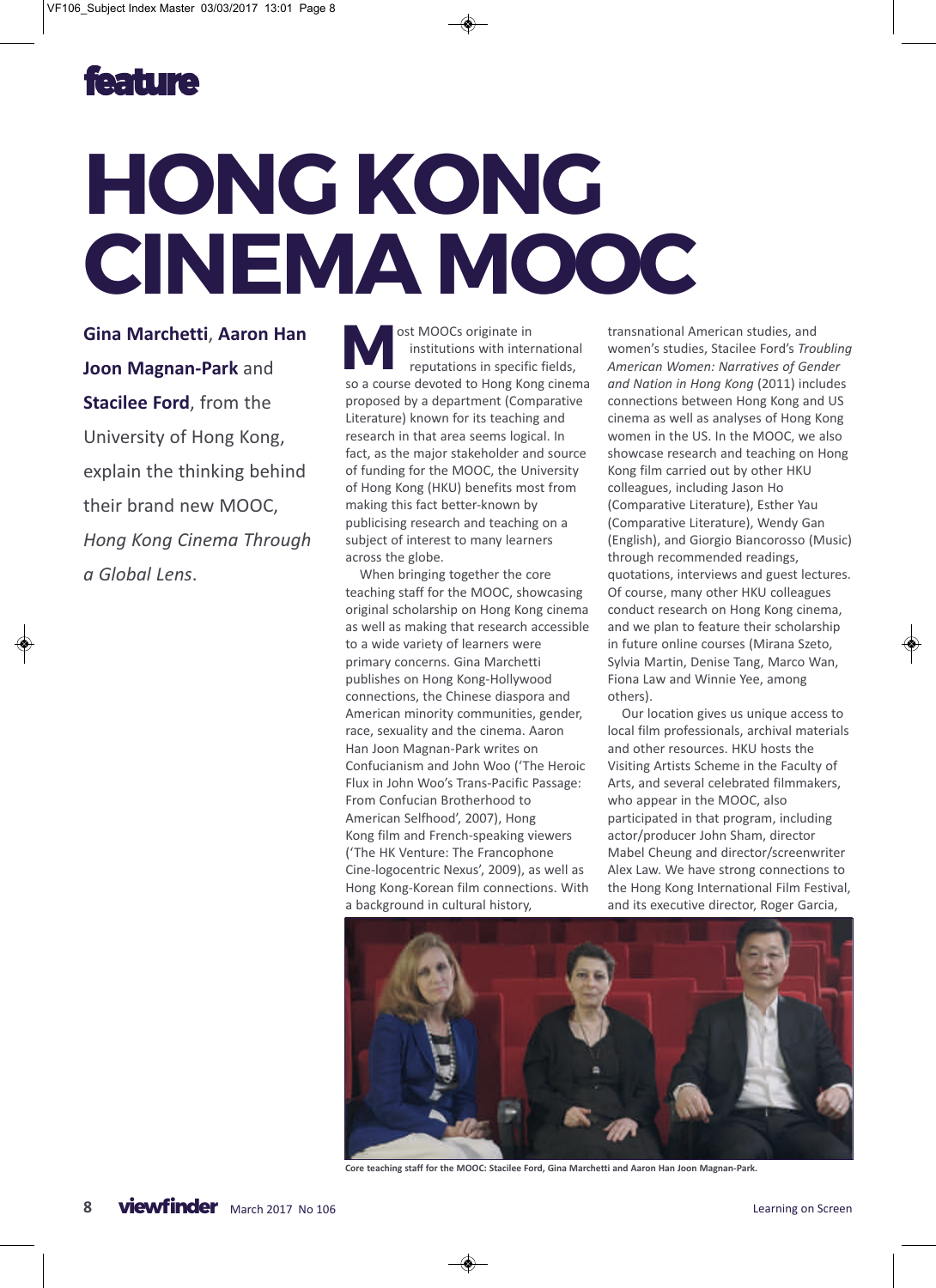feature

# HONG KONG CINEMA MOOC

**Gina Marchetti**, **Aaron Han Joon Magnan-Park** and **Stacilee Ford**, from the University of Hong Kong, explain the thinking behind their brand new MOOC, *Hong Kong Cinema Through a Global Lens*.

Most MOOCs originate in institutions with international reputations in specific fields, so a course devoted to Hong Kong cinema proposed by a department (Comparative Literature) known for its teaching and research in that area seems logical. In fact, as the major stakeholder and source of funding for the MOOC, the University of Hong Kong (HKU) benefits most from making this fact better-known by publicising research and teaching on a subject of interest to many learners across the globe.

When bringing together the core teaching staff for the MOOC, showcasing original scholarship on Hong Kong cinema as well as making that research accessible to a wide variety of learners were primary concerns. Gina Marchetti publishes on Hong Kong-Hollywood connections, the Chinese diaspora and American minority communities, gender, race, sexuality and the cinema. Aaron Han Joon Magnan-Park writes on Confucianism and John Woo ('The Heroic Flux in John Woo's Trans-Pacific Passage: From Confucian Brotherhood to American Selfhood', 2007), Hong Kong film and French-speaking viewers ('The HK Venture: The Francophone Cine-logocentric Nexus', 2009), as well as Hong Kong-Korean film connections. With a background in cultural history, transnational American studies, and women's studies, Stacilee Ford's *Troubling American Women: Narratives of Gender and Nation in Hong Kong* (2011) includes connections between Hong Kong and US cinema as well as analyses of Hong Kong women in the US. In the MOOC, we also showcase research and teaching on Hong Kong film carried out by other HKU colleagues, including Jason Ho (Comparative Literature), Esther Yau (Comparative Literature), Wendy Gan (English), and Giorgio Biancorosso (Music) through recommended readings, quotations, interviews and guest lectures. Of course, many other HKU colleagues conduct research on Hong Kong cinema, and we plan to feature their scholarship in future online courses (Mirana Szeto, Sylvia Martin, Denise Tang, Marco Wan, Fiona Law and Winnie Yee, among others).

Our location gives us unique access to local film professionals, archival materials and other resources. HKU hosts the Visiting Artists Scheme in the Faculty of Arts, and several celebrated filmmakers, who appear in the MOOC, also participated in that program, including actor/producer John Sham, director Mabel Cheung and director/screenwriter Alex Law. We have strong connections to the Hong Kong International Film Festival, and its executive director, Roger Garcia,

Core teaching staff for the MOOC: Stacilee Ford, Gina Marchetti and Aaron Han Joon Magnan-Park.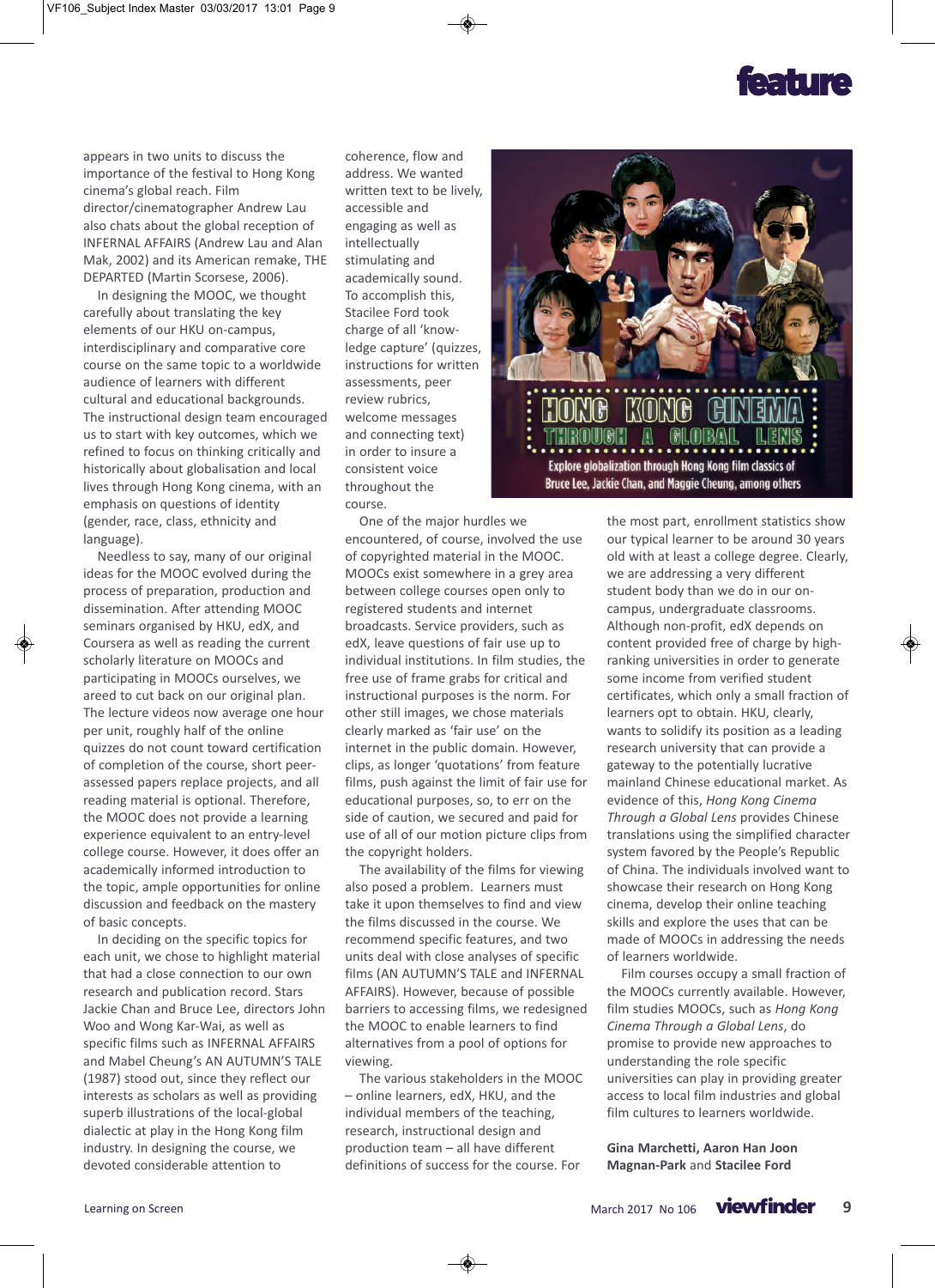appears in two units to discuss the importance of the festival to Hong Kong cinema's global reach. Film director/cinematographer Andrew Lau also chats about the global reception of INFERNAL AFFAIRS (Andrew Lau and Alan Mak, 2002) and its American remake, THE DEPARTED (Martin Scorsese, 2006).

In designing the MOOC, we thought carefully about translating the key elements of our HKU on-campus, interdisciplinary and comparative core course on the same topic to a worldwide audience of learners with different cultural and educational backgrounds. The instructional design team encouraged us to start with key outcomes, which we refined to focus on thinking critically and historically about globalisation and local lives through Hong Kong cinema, with an emphasis on questions of identity (gender, race, class, ethnicity and language).

Needless to say, many of our original ideas for the MOOC evolved during the process of preparation, production and dissemination. After attending MOOC seminars organised by HKU, edX, and Coursera as well as reading the current scholarly literature on MOOCs and participating in MOOCs ourselves, we areed to cut back on our original plan. The lecture videos now average one hour per unit, roughly half of the online quizzes do not count toward certification of completion of the course, short peer-assessed papers replace projects, and all reading material is optional. Therefore, the MOOC does not provide a learning experience equivalent to an entry-level college course. However, it does offer an academically informed introduction to the topic, ample opportunities for online discussion and feedback on the mastery of basic concepts.

In deciding on the specific topics for each unit, we chose to highlight material that had a close connection to our own research and publication record. Stars Jackie Chan and Bruce Lee, directors John Woo and Wong Kar-Wai, as well as specific films such as INFERNAL AFFAIRS and Mabel Cheung's AN AUTUMN'S TALE (1987) stood out, since they reflect our interests as scholars as well as providing superb illustrations of the local-global dialectic at play in the Hong Kong film industry. In designing the course, we devoted considerable attention to coherence, flow and address. We wanted written text to be lively, accessible and engaging as well as intellectually stimulating and academically sound. To accomplish this, Stacilee Ford took charge of all 'knowledge capture' (quizzes, instructions for written assessments, peer review rubrics, welcome messages and connecting text) in order to insure a consistent voice throughout the course.

HONG KONG CINEMA THROUGH A GLOBAL LENS

Explore globalization through Hong Kong film classics of Bruce Lee, Jackie Chan, and Maggie Cheung, among others

One of the major hurdles we encountered, of course, involved the use of copyrighted material in the MOOC. MOOCs exist somewhere in a grey area between college courses open only to registered students and internet broadcasts. Service providers, such as edX, leave questions of fair use up to individual institutions. In film studies, the free use of frame grabs for critical and instructional purposes is the norm. For other still images, we chose materials clearly marked as 'fair use' on the internet in the public domain. However, clips, as longer 'quotations' from feature films, push against the limit of fair use for educational purposes, so, to err on the side of caution, we secured and paid for use of all of our motion picture clips from the copyright holders.

The availability of the films for viewing also posed a problem. Learners must take it upon themselves to find and view the films discussed in the course. We recommend specific features, and two units deal with close analyses of specific films (AN AUTUMN'S TALE and INFERNAL AFFAIRS). However, because of possible barriers to accessing films, we redesigned the MOOC to enable learners to find alternatives from a pool of options for viewing.

The various stakeholders in the MOOC – online learners, edX, HKU, and the individual members of the teaching, research, instructional design and production team – all have different definitions of success for the course. For the most part, enrollment statistics show our typical learner to be around 30 years old with at least a college degree. Clearly, we are addressing a very different student body than we do in our on-campus, undergraduate classrooms. Although non-profit, edX depends on content provided free of charge by high-ranking universities in order to generate some income from verified student certificates, which only a small fraction of learners opt to obtain. HKU, clearly, wants to solidify its position as a leading research university that can provide a gateway to the potentially lucrative mainland Chinese educational market. As evidence of this, *Hong Kong Cinema Through a Global Lens* provides Chinese translations using the simplified character system favored by the People's Republic of China. The individuals involved want to showcase their research on Hong Kong cinema, develop their online teaching skills and explore the uses that can be made of MOOCs in addressing the needs of learners worldwide.

Film courses occupy a small fraction of the MOOCs currently available. However, film studies MOOCs, such as *Hong Kong Cinema Through a Global Lens*, do promise to provide new approaches to understanding the role specific universities can play in providing greater access to local film industries and global film cultures to learners worldwide.

**Gina Marchetti, Aaron Han Joon Magnan-Park** and **Stacilee Ford**